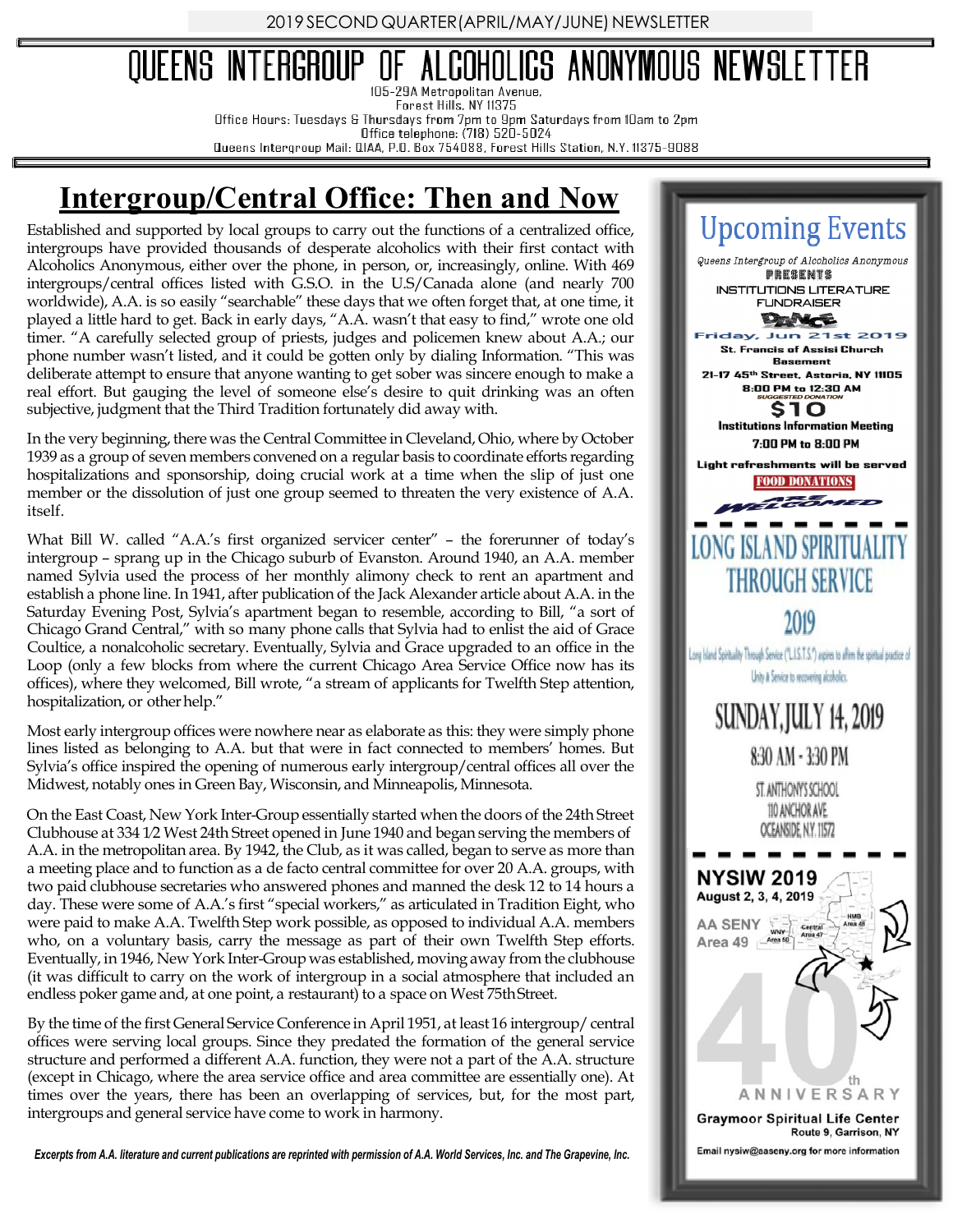2019 SECOND QUARTER (APRIL/MAY/JUNE) NEWSLETTER

# QUEENS INTERGROUP OF ALCOHOLICS ANONYMOUS NEWSLETTER

105-29A Metropolitan Avenue,
Forest Hills, NY 11375
Office Hours: Tuesdays & Thursdays from 7pm to 9pm Saturdays from 10am to 2pm
Office telephone: (718) 520-5024
Queens Intergroup Mail: QIAA, P.O. Box 754088, Forest Hills Station, N.Y. 11375-9088

## Intergroup/Central Office: Then and Now

Established and supported by local groups to carry out the functions of a centralized office, intergroups have provided thousands of desperate alcoholics with their first contact with Alcoholics Anonymous, either over the phone, in person, or, increasingly, online. With 469 intergroups/central offices listed with G.S.O. in the U.S/Canada alone (and nearly 700 worldwide), A.A. is so easily "searchable" these days that we often forget that, at one time, it played a little hard to get. Back in early days, "A.A. wasn't that easy to find," wrote one old timer. "A carefully selected group of priests, judges and policemen knew about A.A.; our phone number wasn't listed, and it could be gotten only by dialing Information. "This was deliberate attempt to ensure that anyone wanting to get sober was sincere enough to make a real effort. But gauging the level of someone else's desire to quit drinking was an often subjective, judgment that the Third Tradition fortunately did away with.

In the very beginning, there was the Central Committee in Cleveland, Ohio, where by October 1939 as a group of seven members convened on a regular basis to coordinate efforts regarding hospitalizations and sponsorship, doing crucial work at a time when the slip of just one member or the dissolution of just one group seemed to threaten the very existence of A.A. itself.

What Bill W. called "A.A.'s first organized servicer center" – the forerunner of today's intergroup – sprang up in the Chicago suburb of Evanston. Around 1940, an A.A. member named Sylvia used the process of her monthly alimony check to rent an apartment and establish a phone line. In 1941, after publication of the Jack Alexander article about A.A. in the Saturday Evening Post, Sylvia's apartment began to resemble, according to Bill, "a sort of Chicago Grand Central," with so many phone calls that Sylvia had to enlist the aid of Grace Coultice, a nonalcoholic secretary. Eventually, Sylvia and Grace upgraded to an office in the Loop (only a few blocks from where the current Chicago Area Service Office now has its offices), where they welcomed, Bill wrote, "a stream of applicants for Twelfth Step attention, hospitalization, or other help."

Most early intergroup offices were nowhere near as elaborate as this: they were simply phone lines listed as belonging to A.A. but that were in fact connected to members' homes. But Sylvia's office inspired the opening of numerous early intergroup/central offices all over the Midwest, notably ones in Green Bay, Wisconsin, and Minneapolis, Minnesota.

On the East Coast, New York Inter-Group essentially started when the doors of the 24th Street Clubhouse at 334 1/2 West 24th Street opened in June 1940 and began serving the members of A.A. in the metropolitan area. By 1942, the Club, as it was called, began to serve as more than a meeting place and to function as a de facto central committee for over 20 A.A. groups, with two paid clubhouse secretaries who answered phones and manned the desk 12 to 14 hours a day. These were some of A.A.'s first "special workers," as articulated in Tradition Eight, who were paid to make A.A. Twelfth Step work possible, as opposed to individual A.A. members who, on a voluntary basis, carry the message as part of their own Twelfth Step efforts. Eventually, in 1946, New York Inter-Group was established, moving away from the clubhouse (it was difficult to carry on the work of intergroup in a social atmosphere that included an endless poker game and, at one point, a restaurant) to a space on West 75th Street.

By the time of the first General Service Conference in April 1951, at least 16 intergroup/ central offices were serving local groups. Since they predated the formation of the general service structure and performed a different A.A. function, they were not a part of the A.A. structure (except in Chicago, where the area service office and area committee are essentially one). At times over the years, there has been an overlapping of services, but, for the most part, intergroups and general service have come to work in harmony.

***Excerpts from A.A. literature and current publications are reprinted with permission of A.A. World Services, Inc. and The Grapevine, Inc.***

## Upcoming Events

*Queens Intergroup of Alcoholics Anonymous*
PRESENTS
INSTITUTIONS LITERATURE FUNDRAISER
DANCE
**Friday, Jun 21st 2019**
**St. Francis of Assisi Church Basement**
**21-17 45th Street, Astoria, NY 11105**
**8:00 PM to 12:30 AM**
SUGGESTED DONATION
**$10**
**Institutions Information Meeting**
**7:00 PM to 8:00 PM**
**Light refreshments will be served**
**FOOD DONATIONS ARE WELCOMED**

---

### LONG ISLAND SPIRITUALITY THROUGH SERVICE 2019

Long Island Spirituality Through Service ("L.I.S.T.S.") aspires to affirm the spiritual practice of Unity & Service to recovering alcoholics.

SUNDAY, JULY 14, 2019
8:30 AM - 3:30 PM
ST. ANTHONY'S SCHOOL
110 ANCHOR AVE.
OCEANSIDE, NY 11572

---

### NYSIW 2019

**August 2, 3, 4, 2019**
AA SENY Area 49
40th ANNIVERSARY
**Graymoor Spiritual Life Center**
Route 9, Garrison, NY
Email nysiw@aaseny.org for more information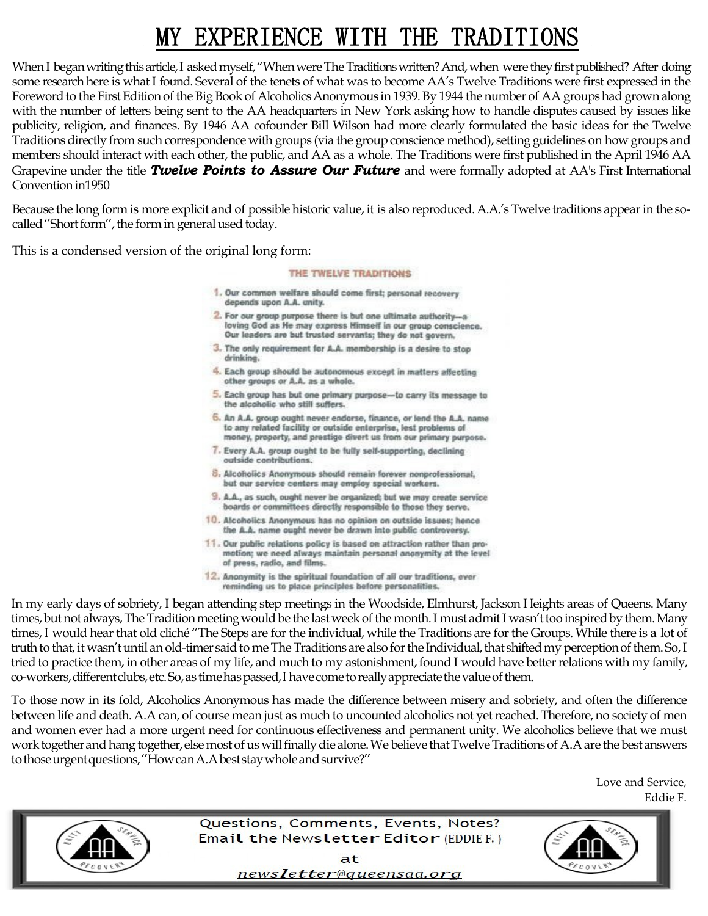# MY EXPERIENCE WITH THE TRADITIONS

When I began writing this article, I asked myself, "When were The Traditions written? And, when were they first published? After doing some research here is what I found. Several of the tenets of what was to become AA's Twelve Traditions were first expressed in the Foreword to the First Edition of the Big Book of Alcoholics Anonymous in 1939. By 1944 the number of AA groups had grown along with the number of letters being sent to the AA headquarters in New York asking how to handle disputes caused by issues like publicity, religion, and finances. By 1946 AA cofounder Bill Wilson had more clearly formulated the basic ideas for the Twelve Traditions directly from such correspondence with groups (via the group conscience method), setting guidelines on how groups and members should interact with each other, the public, and AA as a whole. The Traditions were first published in the April 1946 AA Grapevine under the title ***Twelve Points to Assure Our Future*** and were formally adopted at AA's First International Convention in1950

Because the long form is more explicit and of possible historic value, it is also reproduced. A.A.'s Twelve traditions appear in the so-called ''Short form'', the form in general used today.

This is a condensed version of the original long form:

**THE TWELVE TRADITIONS**

1. Our common welfare should come first; personal recovery depends upon A.A. unity.
2. For our group purpose there is but one ultimate authority—a loving God as He may express Himself in our group conscience. Our leaders are but trusted servants; they do not govern.
3. The only requirement for A.A. membership is a desire to stop drinking.
4. Each group should be autonomous except in matters affecting other groups or A.A. as a whole.
5. Each group has but one primary purpose—to carry its message to the alcoholic who still suffers.
6. An A.A. group ought never endorse, finance, or lend the A.A. name to any related facility or outside enterprise, lest problems of money, property, and prestige divert us from our primary purpose.
7. Every A.A. group ought to be fully self-supporting, declining outside contributions.
8. Alcoholics Anonymous should remain forever nonprofessional, but our service centers may employ special workers.
9. A.A., as such, ought never be organized; but we may create service boards or committees directly responsible to those they serve.
10. Alcoholics Anonymous has no opinion on outside issues; hence the A.A. name ought never be drawn into public controversy.
11. Our public relations policy is based on attraction rather than promotion; we need always maintain personal anonymity at the level of press, radio, and films.
12. Anonymity is the spiritual foundation of all our traditions, ever reminding us to place principles before personalities.

In my early days of sobriety, I began attending step meetings in the Woodside, Elmhurst, Jackson Heights areas of Queens. Many times, but not always, The Tradition meeting would be the last week of the month. I must admit I wasn't too inspired by them. Many times, I would hear that old cliché "The Steps are for the individual, while the Traditions are for the Groups. While there is a lot of truth to that, it wasn't until an old-timer said to me The Traditions are also for the Individual, that shifted my perception of them. So, I tried to practice them, in other areas of my life, and much to my astonishment, found I would have better relations with my family, co-workers, different clubs, etc. So, as time has passed, I have come to really appreciate the value of them.

To those now in its fold, Alcoholics Anonymous has made the difference between misery and sobriety, and often the difference between life and death. A.A can, of course mean just as much to uncounted alcoholics not yet reached. Therefore, no society of men and women ever had a more urgent need for continuous effectiveness and permanent unity. We alcoholics believe that we must work together and hang together, else most of us will finally die alone. We believe that Twelve Traditions of A.A are the best answers to those urgent questions, ''How can A.A best stay whole and survive?''

Love and Service,
Eddie F.

Questions, Comments, Events, Notes?
Email the Newsletter Editor (EDDIE F.)
at
newsletter@queensaa.org